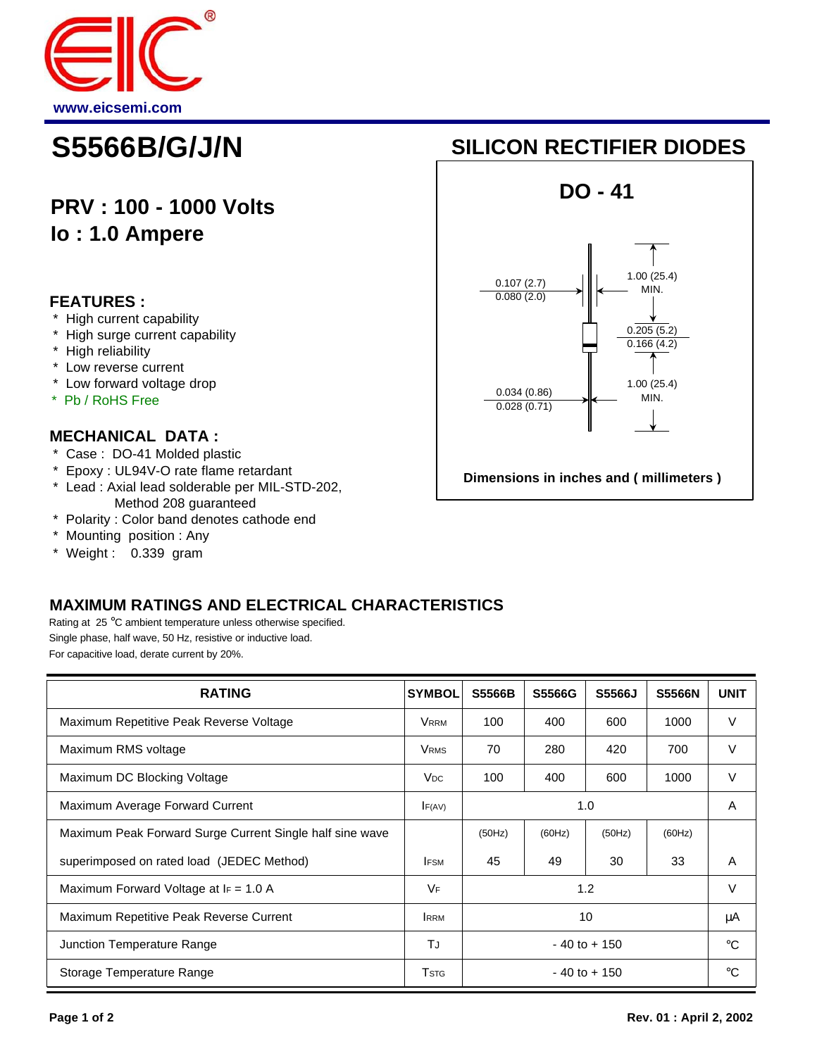www.eicsemi.com

# S5566B/G/J/N

## SILICON RECTIFIER DIODES

### PRV : 100 - 1000 Volts
### Io : 1.0 Ampere

DO - 41

0.107 (2.7)
0.080 (2.0)

1.00 (25.4) MIN.

0.205 (5.2)
0.166 (4.2)

1.00 (25.4) MIN.

0.034 (0.86)
0.028 (0.71)

**Dimensions in inches and ( millimeters )**

### FEATURES :

* High current capability
* High surge current capability
* High reliability
* Low reverse current
* Low forward voltage drop
* Pb / RoHS Free

### MECHANICAL DATA :

* Case : DO-41 Molded plastic
* Epoxy : UL94V-O rate flame retardant
* Lead : Axial lead solderable per MIL-STD-202, Method 208 guaranteed
* Polarity : Color band denotes cathode end
* Mounting position : Any
* Weight : 0.339 gram

### MAXIMUM RATINGS AND ELECTRICAL CHARACTERISTICS

Rating at 25 °C ambient temperature unless otherwise specified.
Single phase, half wave, 50 Hz, resistive or inductive load.
For capacitive load, derate current by 20%.

| RATING | SYMBOL | S5566B | S5566G | S5566J | S5566N | UNIT |
|---|---|---|---|---|---|---|
| Maximum Repetitive Peak Reverse Voltage | $V_{RRM}$ | 100 | 400 | 600 | 1000 | V |
| Maximum RMS voltage | $V_{RMS}$ | 70 | 280 | 420 | 700 | V |
| Maximum DC Blocking Voltage | $V_{DC}$ | 100 | 400 | 600 | 1000 | V |
| Maximum Average Forward Current | $I_{F(AV)}$ | 1.0 | | | | A |
| Maximum Peak Forward Surge Current Single half sine wave superimposed on rated load (JEDEC Method) | $I_{FSM}$ | (50Hz) 45 | (60Hz) 49 | (50Hz) 30 | (60Hz) 33 | A |
| Maximum Forward Voltage at $I_F$ = 1.0 A | $V_F$ | 1.2 | | | | V |
| Maximum Repetitive Peak Reverse Current | $I_{RRM}$ | 10 | | | | μA |
| Junction Temperature Range | $T_J$ | - 40 to + 150 | | | | °C |
| Storage Temperature Range | $T_{STG}$ | - 40 to + 150 | | | | °C |

Rev. 01 : April 2, 2002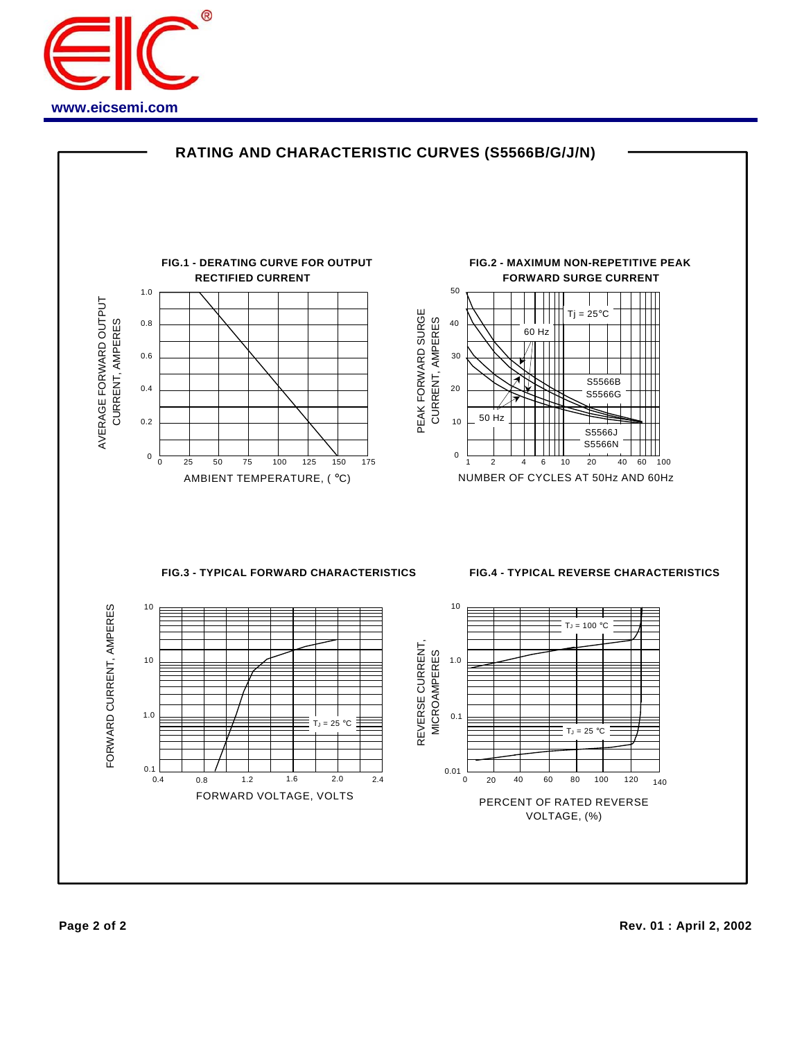## RATING AND CHARACTERISTIC CURVES (S5566B/G/J/N)

**FIG.1 - DERATING CURVE FOR OUTPUT RECTIFIED CURRENT**

AVERAGE FORWARD OUTPUT CURRENT, AMPERES

1.0
0.8
0.6
0.4
0.2
0

0 25 50 75 100 125 150 175

AMBIENT TEMPERATURE, ( °C)

**FIG.2 - MAXIMUM NON-REPETITIVE PEAK FORWARD SURGE CURRENT**

PEAK FORWARD SURGE CURRENT, AMPERES

50
40
30
20
10
0

Tj = 25°C

60 Hz

50 Hz

S5566B
S5566G

S5566J
S5566N

1 2 4 6 10 20 40 60 100

NUMBER OF CYCLES AT 50Hz AND 60Hz

**FIG.3 - TYPICAL FORWARD CHARACTERISTICS**

FORWARD CURRENT, AMPERES

10
10
1.0
0.1

$T_J$ = 25 °C

0.4 0.8 1.2 1.6 2.0 2.4

FORWARD VOLTAGE, VOLTS

**FIG.4 - TYPICAL REVERSE CHARACTERISTICS**

REVERSE CURRENT, MICROAMPERES

10
1.0
0.1
0.01

$T_J$ = 100 °C

$T_J$ = 25 °C

0 20 40 60 80 100 120 140

PERCENT OF RATED REVERSE VOLTAGE, (%)

Rev. 01 : April 2, 2002